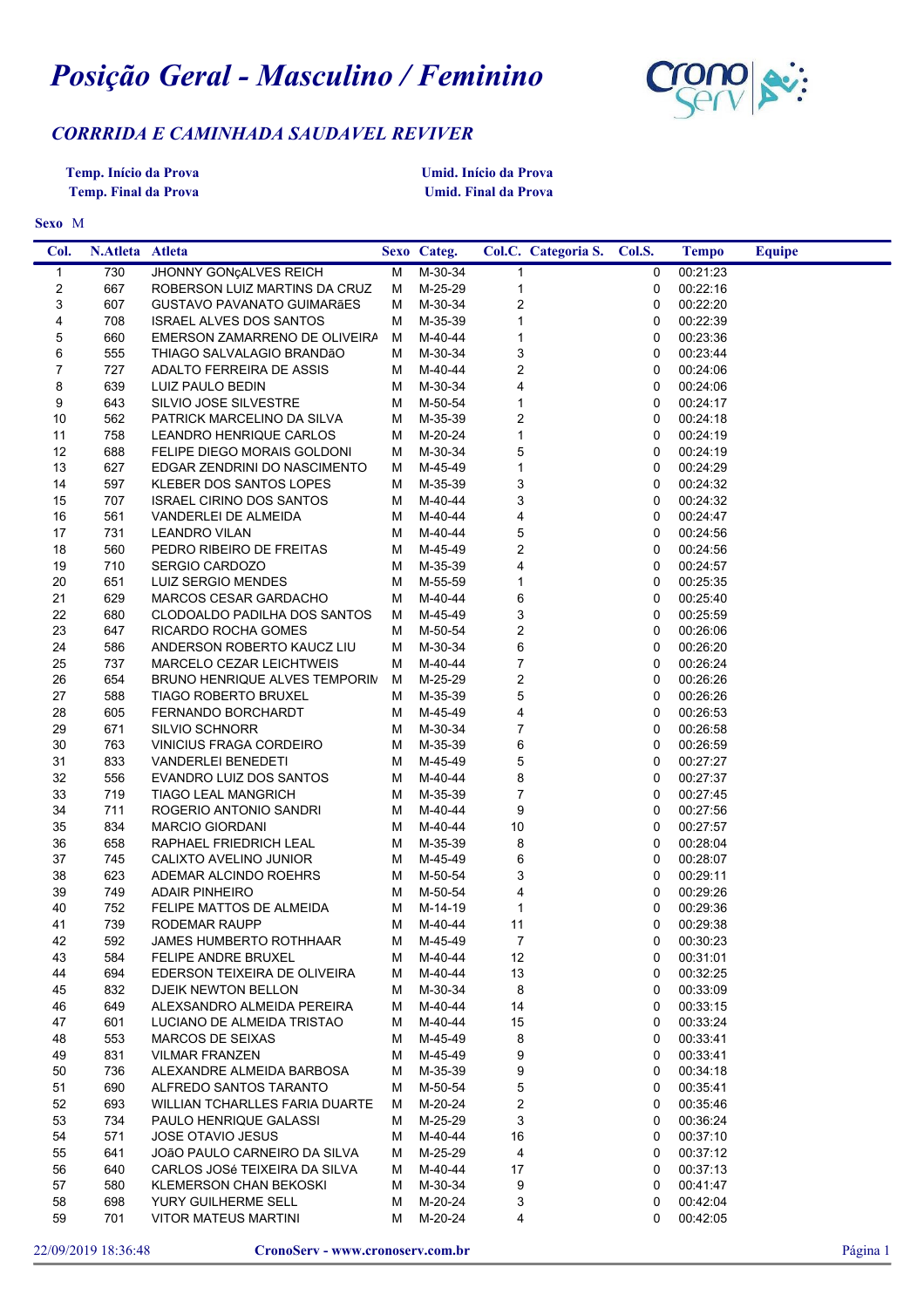# *Posição Geral - Masculino / Feminino*

## *CORRRIDA E CAMINHADA SAUDAVEL REVIVER*

**Temp. Início da Prova** **Umid. Início da Prova**
**Temp. Final da Prova** **Umid. Final da Prova**

**Sexo** M

| Col. | N.Atleta | Atleta | Sexo | Categ. | Col.C. | Categoria S. | Col.S. | Tempo | Equipe |
|---|---|---|---|---|---|---|---|---|---|
| 1 | 730 | JHONNY GONçALVES REICH | M | M-30-34 | 1 | | 0 | 00:21:23 | |
| 2 | 667 | ROBERSON LUIZ MARTINS DA CRUZ | M | M-25-29 | 1 | | 0 | 00:22:16 | |
| 3 | 607 | GUSTAVO PAVANATO GUIMARãES | M | M-30-34 | 2 | | 0 | 00:22:20 | |
| 4 | 708 | ISRAEL ALVES DOS SANTOS | M | M-35-39 | 1 | | 0 | 00:22:39 | |
| 5 | 660 | EMERSON ZAMARRENO DE OLIVEIRA | M | M-40-44 | 1 | | 0 | 00:23:36 | |
| 6 | 555 | THIAGO SALVALAGIO BRANDãO | M | M-30-34 | 3 | | 0 | 00:23:44 | |
| 7 | 727 | ADALTO FERREIRA DE ASSIS | M | M-40-44 | 2 | | 0 | 00:24:06 | |
| 8 | 639 | LUIZ PAULO BEDIN | M | M-30-34 | 4 | | 0 | 00:24:06 | |
| 9 | 643 | SILVIO JOSE SILVESTRE | M | M-50-54 | 1 | | 0 | 00:24:17 | |
| 10 | 562 | PATRICK MARCELINO DA SILVA | M | M-35-39 | 2 | | 0 | 00:24:18 | |
| 11 | 758 | LEANDRO HENRIQUE CARLOS | M | M-20-24 | 1 | | 0 | 00:24:19 | |
| 12 | 688 | FELIPE DIEGO MORAIS GOLDONI | M | M-30-34 | 5 | | 0 | 00:24:19 | |
| 13 | 627 | EDGAR ZENDRINI DO NASCIMENTO | M | M-45-49 | 1 | | 0 | 00:24:29 | |
| 14 | 597 | KLEBER DOS SANTOS LOPES | M | M-35-39 | 3 | | 0 | 00:24:32 | |
| 15 | 707 | ISRAEL CIRINO DOS SANTOS | M | M-40-44 | 3 | | 0 | 00:24:32 | |
| 16 | 561 | VANDERLEI DE ALMEIDA | M | M-40-44 | 4 | | 0 | 00:24:47 | |
| 17 | 731 | LEANDRO VILAN | M | M-40-44 | 5 | | 0 | 00:24:56 | |
| 18 | 560 | PEDRO RIBEIRO DE FREITAS | M | M-45-49 | 2 | | 0 | 00:24:56 | |
| 19 | 710 | SERGIO CARDOZO | M | M-35-39 | 4 | | 0 | 00:24:57 | |
| 20 | 651 | LUIZ SERGIO MENDES | M | M-55-59 | 1 | | 0 | 00:25:35 | |
| 21 | 629 | MARCOS CESAR GARDACHO | M | M-40-44 | 6 | | 0 | 00:25:40 | |
| 22 | 680 | CLODOALDO PADILHA DOS SANTOS | M | M-45-49 | 3 | | 0 | 00:25:59 | |
| 23 | 647 | RICARDO ROCHA GOMES | M | M-50-54 | 2 | | 0 | 00:26:06 | |
| 24 | 586 | ANDERSON ROBERTO KAUCZ LIU | M | M-30-34 | 6 | | 0 | 00:26:20 | |
| 25 | 737 | MARCELO CEZAR LEICHTWEIS | M | M-40-44 | 7 | | 0 | 00:26:24 | |
| 26 | 654 | BRUNO HENRIQUE ALVES TEMPORIN | M | M-25-29 | 2 | | 0 | 00:26:26 | |
| 27 | 588 | TIAGO ROBERTO BRUXEL | M | M-35-39 | 5 | | 0 | 00:26:26 | |
| 28 | 605 | FERNANDO BORCHARDT | M | M-45-49 | 4 | | 0 | 00:26:53 | |
| 29 | 671 | SILVIO SCHNORR | M | M-30-34 | 7 | | 0 | 00:26:58 | |
| 30 | 763 | VINICIUS FRAGA CORDEIRO | M | M-35-39 | 6 | | 0 | 00:26:59 | |
| 31 | 833 | VANDERLEI BENEDETI | M | M-45-49 | 5 | | 0 | 00:27:27 | |
| 32 | 556 | EVANDRO LUIZ DOS SANTOS | M | M-40-44 | 8 | | 0 | 00:27:37 | |
| 33 | 719 | TIAGO LEAL MANGRICH | M | M-35-39 | 7 | | 0 | 00:27:45 | |
| 34 | 711 | ROGERIO ANTONIO SANDRI | M | M-40-44 | 9 | | 0 | 00:27:56 | |
| 35 | 834 | MARCIO GIORDANI | M | M-40-44 | 10 | | 0 | 00:27:57 | |
| 36 | 658 | RAPHAEL FRIEDRICH LEAL | M | M-35-39 | 8 | | 0 | 00:28:04 | |
| 37 | 745 | CALIXTO AVELINO JUNIOR | M | M-45-49 | 6 | | 0 | 00:28:07 | |
| 38 | 623 | ADEMAR ALCINDO ROEHRS | M | M-50-54 | 3 | | 0 | 00:29:11 | |
| 39 | 749 | ADAIR PINHEIRO | M | M-50-54 | 4 | | 0 | 00:29:26 | |
| 40 | 752 | FELIPE MATTOS DE ALMEIDA | M | M-14-19 | 1 | | 0 | 00:29:36 | |
| 41 | 739 | RODEMAR RAUPP | M | M-40-44 | 11 | | 0 | 00:29:38 | |
| 42 | 592 | JAMES HUMBERTO ROTHHAAR | M | M-45-49 | 7 | | 0 | 00:30:23 | |
| 43 | 584 | FELIPE ANDRE BRUXEL | M | M-40-44 | 12 | | 0 | 00:31:01 | |
| 44 | 694 | EDERSON TEIXEIRA DE OLIVEIRA | M | M-40-44 | 13 | | 0 | 00:32:25 | |
| 45 | 832 | DJEIK NEWTON BELLON | M | M-30-34 | 8 | | 0 | 00:33:09 | |
| 46 | 649 | ALEXSANDRO ALMEIDA PEREIRA | M | M-40-44 | 14 | | 0 | 00:33:15 | |
| 47 | 601 | LUCIANO DE ALMEIDA TRISTAO | M | M-40-44 | 15 | | 0 | 00:33:24 | |
| 48 | 553 | MARCOS DE SEIXAS | M | M-45-49 | 8 | | 0 | 00:33:41 | |
| 49 | 831 | VILMAR FRANZEN | M | M-45-49 | 9 | | 0 | 00:33:41 | |
| 50 | 736 | ALEXANDRE ALMEIDA BARBOSA | M | M-35-39 | 9 | | 0 | 00:34:18 | |
| 51 | 690 | ALFREDO SANTOS TARANTO | M | M-50-54 | 5 | | 0 | 00:35:41 | |
| 52 | 693 | WILLIAN TCHARLLES FARIA DUARTE | M | M-20-24 | 2 | | 0 | 00:35:46 | |
| 53 | 734 | PAULO HENRIQUE GALASSI | M | M-25-29 | 3 | | 0 | 00:36:24 | |
| 54 | 571 | JOSE OTAVIO JESUS | M | M-40-44 | 16 | | 0 | 00:37:10 | |
| 55 | 641 | JOãO PAULO CARNEIRO DA SILVA | M | M-25-29 | 4 | | 0 | 00:37:12 | |
| 56 | 640 | CARLOS JOSé TEIXEIRA DA SILVA | M | M-40-44 | 17 | | 0 | 00:37:13 | |
| 57 | 580 | KLEMERSON CHAN BEKOSKI | M | M-30-34 | 9 | | 0 | 00:41:47 | |
| 58 | 698 | YURY GUILHERME SELL | M | M-20-24 | 3 | | 0 | 00:42:04 | |
| 59 | 701 | VITOR MATEUS MARTINI | M | M-20-24 | 4 | | 0 | 00:42:05 | |

22/09/2019 18:36:48 **CronoServ - www.cronoserv.com.br**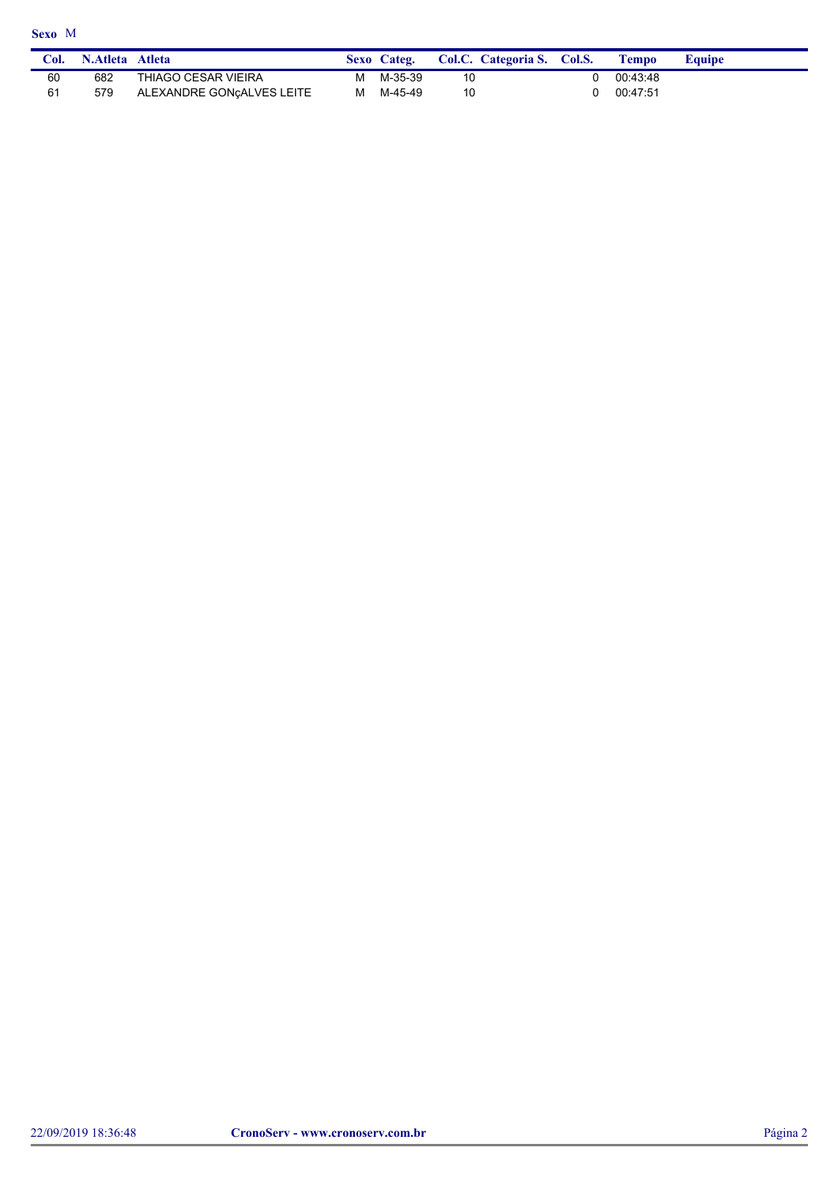**Sexo** M

| Col. | N.Atleta | Atleta | Sexo | Categ. | Col.C. | Categoria S. | Col.S. | Tempo | Equipe |
|---|---|---|---|---|---|---|---|---|---|
| 60 | 682 | THIAGO CESAR VIEIRA | M | M-35-39 | 10 | | 0 | 00:43:48 | |
| 61 | 579 | ALEXANDRE GONçALVES LEITE | M | M-45-49 | 10 | | 0 | 00:47:51 | |

22/09/2019 18:36:48 **CronoServ - www.cronoserv.com.br**